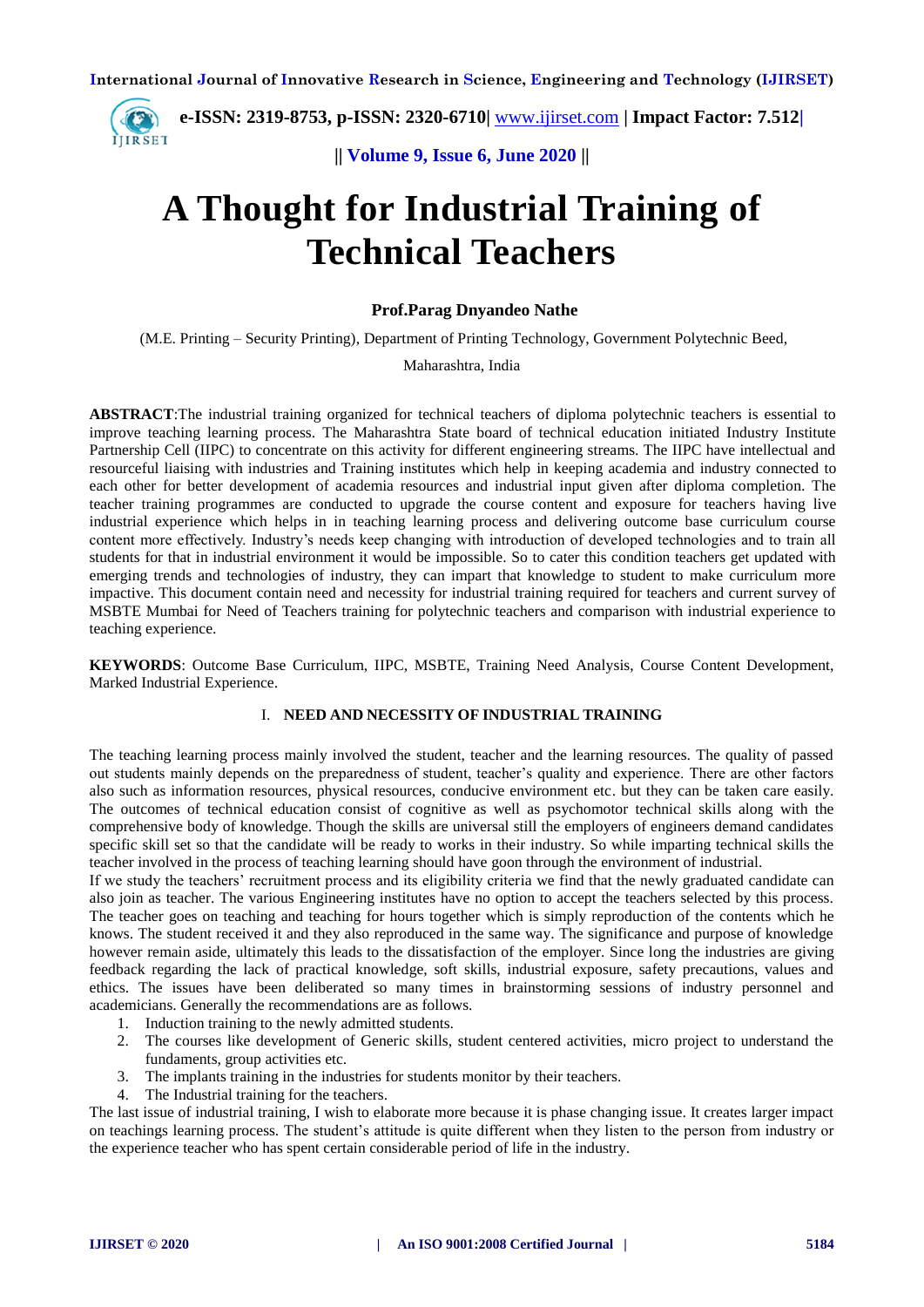# A Thought for Industrial Training of Technical Teachers

**Prof.Parag Dnyandeo Nathe**

(M.E. Printing – Security Printing), Department of Printing Technology, Government Polytechnic Beed, Maharashtra, India

**ABSTRACT**:The industrial training organized for technical teachers of diploma polytechnic teachers is essential to improve teaching learning process. The Maharashtra State board of technical education initiated Industry Institute Partnership Cell (IIPC) to concentrate on this activity for different engineering streams. The IIPC have intellectual and resourceful liaising with industries and Training institutes which help in keeping academia and industry connected to each other for better development of academia resources and industrial input given after diploma completion. The teacher training programmes are conducted to upgrade the course content and exposure for teachers having live industrial experience which helps in teaching learning process and delivering outcome base curriculum course content more effectively. Industry's needs keep changing with introduction of developed technologies and to train all students for that in industrial environment it would be impossible. So to cater this condition teachers get updated with emerging trends and technologies of industry, they can impart that knowledge to student to make curriculum more impactive. This document contain need and necessity for industrial training required for teachers and current survey of MSBTE Mumbai for Need of Teachers training for polytechnic teachers and comparison with industrial experience to teaching experience.

**KEYWORDS**: Outcome Base Curriculum, IIPC, MSBTE, Training Need Analysis, Course Content Development, Marked Industrial Experience.

## I. NEED AND NECESSITY OF INDUSTRIAL TRAINING

The teaching learning process mainly involved the student, teacher and the learning resources. The quality of passed out students mainly depends on the preparedness of student, teacher's quality and experience. There are other factors also such as information resources, physical resources, conducive environment etc. but they can be taken care easily. The outcomes of technical education consist of cognitive as well as psychomotor technical skills along with the comprehensive body of knowledge. Though the skills are universal still the employers of engineers demand candidates specific skill set so that the candidate will be ready to works in their industry. So while imparting technical skills the teacher involved in the process of teaching learning should have goon through the environment of industrial.

If we study the teachers' recruitment process and its eligibility criteria we find that the newly graduated candidate can also join as teacher. The various Engineering institutes have no option to accept the teachers selected by this process. The teacher goes on teaching and teaching for hours together which is simply reproduction of the contents which he knows. The student received it and they also reproduced in the same way. The significance and purpose of knowledge however remain aside, ultimately this leads to the dissatisfaction of the employer. Since long the industries are giving feedback regarding the lack of practical knowledge, soft skills, industrial exposure, safety precautions, values and ethics. The issues have been deliberated so many times in brainstorming sessions of industry personnel and academicians. Generally the recommendations are as follows.

1. Induction training to the newly admitted students.
2. The courses like development of Generic skills, student centered activities, micro project to understand the fundaments, group activities etc.
3. The implants training in the industries for students monitor by their teachers.
4. The Industrial training for the teachers.

The last issue of industrial training, I wish to elaborate more because it is phase changing issue. It creates larger impact on teachings learning process. The student's attitude is quite different when they listen to the person from industry or the experience teacher who has spent certain considerable period of life in the industry.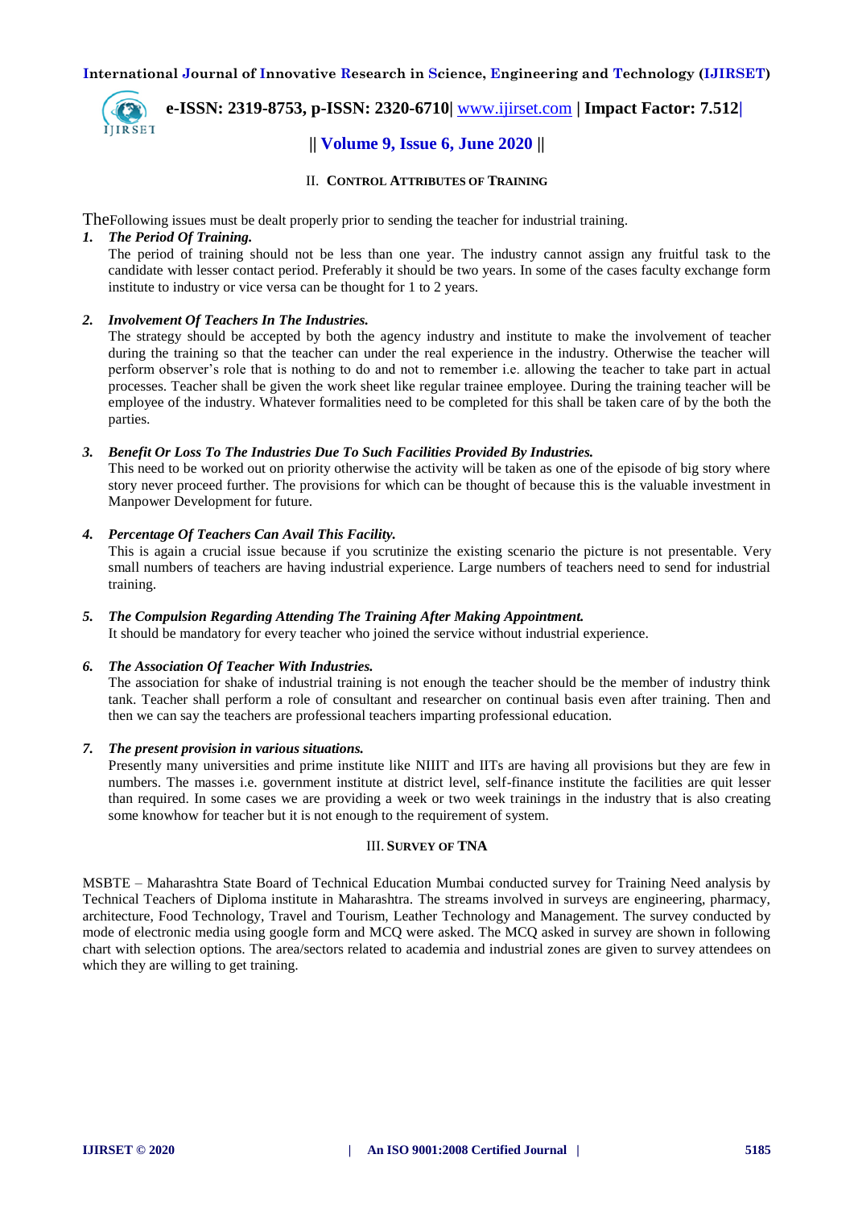## II. Control Attributes of Training

TheFollowing issues must be dealt properly prior to sending the teacher for industrial training.

1. ***The Period Of Training.***
   The period of training should not be less than one year. The industry cannot assign any fruitful task to the candidate with lesser contact period. Preferably it should be two years. In some of the cases faculty exchange form institute to industry or vice versa can be thought for 1 to 2 years.

2. ***Involvement Of Teachers In The Industries.***
   The strategy should be accepted by both the agency industry and institute to make the involvement of teacher during the training so that the teacher can under the real experience in the industry. Otherwise the teacher will perform observer's role that is nothing to do and not to remember i.e. allowing the teacher to take part in actual processes. Teacher shall be given the work sheet like regular trainee employee. During the training teacher will be employee of the industry. Whatever formalities need to be completed for this shall be taken care of by the both the parties.

3. ***Benefit Or Loss To The Industries Due To Such Facilities Provided By Industries.***
   This need to be worked out on priority otherwise the activity will be taken as one of the episode of big story where story never proceed further. The provisions for which can be thought of because this is the valuable investment in Manpower Development for future.

4. ***Percentage Of Teachers Can Avail This Facility.***
   This is again a crucial issue because if you scrutinize the existing scenario the picture is not presentable. Very small numbers of teachers are having industrial experience. Large numbers of teachers need to send for industrial training.

5. ***The Compulsion Regarding Attending The Training After Making Appointment.***
   It should be mandatory for every teacher who joined the service without industrial experience.

6. ***The Association Of Teacher With Industries.***
   The association for shake of industrial training is not enough the teacher should be the member of industry think tank. Teacher shall perform a role of consultant and researcher on continual basis even after training. Then and then we can say the teachers are professional teachers imparting professional education.

7. ***The present provision in various situations.***
   Presently many universities and prime institute like NIIIT and IITs are having all provisions but they are few in numbers. The masses i.e. government institute at district level, self-finance institute the facilities are quit lesser than required. In some cases we are providing a week or two week trainings in the industry that is also creating some knowhow for teacher but it is not enough to the requirement of system.

## III. Survey of TNA

MSBTE – Maharashtra State Board of Technical Education Mumbai conducted survey for Training Need analysis by Technical Teachers of Diploma institute in Maharashtra. The streams involved in surveys are engineering, pharmacy, architecture, Food Technology, Travel and Tourism, Leather Technology and Management. The survey conducted by mode of electronic media using google form and MCQ were asked. The MCQ asked in survey are shown in following chart with selection options. The area/sectors related to academia and industrial zones are given to survey attendees on which they are willing to get training.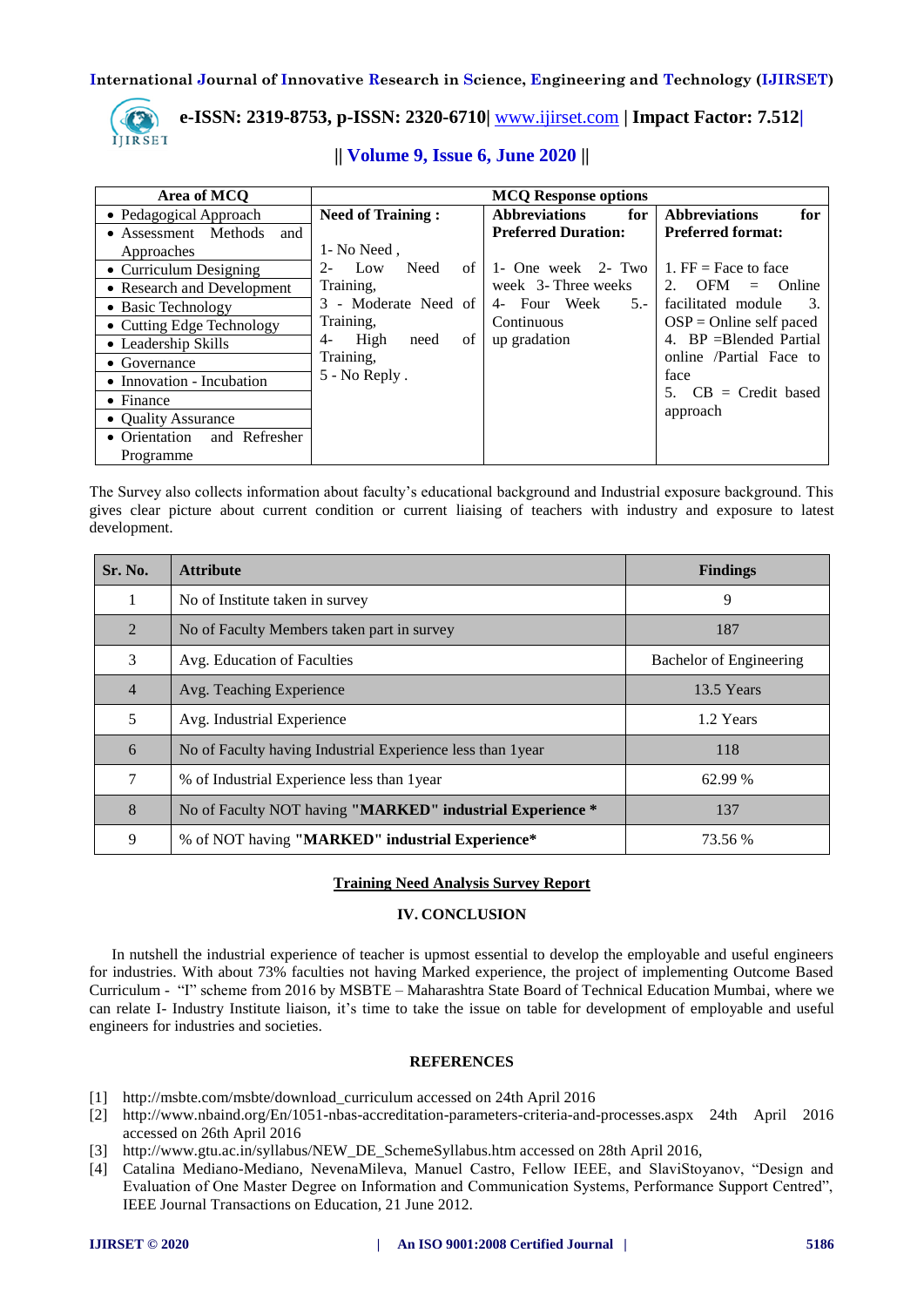| Area of MCQ | MCQ Response options | | |
|---|---|---|---|
| • Pedagogical Approach<br>• Assessment Methods and Approaches<br>• Curriculum Designing<br>• Research and Development<br>• Basic Technology<br>• Cutting Edge Technology<br>• Leadership Skills<br>• Governance<br>• Innovation - Incubation<br>• Finance<br>• Quality Assurance<br>• Orientation and Refresher Programme | **Need of Training :**<br><br>1- No Need ,<br>2- Low Need of Training,<br>3 - Moderate Need of Training,<br>4- High need of Training,<br>5 - No Reply . | **Abbreviations for Preferred Duration:**<br><br>1- One week 2- Two week 3- Three weeks 4- Four Week 5.- Continuous up gradation | **Abbreviations for Preferred format:**<br><br>1. FF = Face to face<br>2. OFM = Online facilitated module 3. OSP = Online self paced<br>4. BP =Blended Partial online /Partial Face to face<br>5. CB = Credit based approach |

The Survey also collects information about faculty's educational background and Industrial exposure background. This gives clear picture about current condition or current liaising of teachers with industry and exposure to latest development.

| Sr. No. | Attribute | Findings |
|---|---|---|
| 1 | No of Institute taken in survey | 9 |
| 2 | No of Faculty Members taken part in survey | 187 |
| 3 | Avg. Education of Faculties | Bachelor of Engineering |
| 4 | Avg. Teaching Experience | 13.5 Years |
| 5 | Avg. Industrial Experience | 1.2 Years |
| 6 | No of Faculty having Industrial Experience less than 1year | 118 |
| 7 | % of Industrial Experience less than 1year | 62.99 % |
| 8 | No of Faculty NOT having **"MARKED" industrial Experience *** | 137 |
| 9 | % of NOT having **"MARKED" industrial Experience*** | 73.56 % |

**Training Need Analysis Survey Report**

## IV. CONCLUSION

In nutshell the industrial experience of teacher is upmost essential to develop the employable and useful engineers for industries. With about 73% faculties not having Marked experience, the project of implementing Outcome Based Curriculum - "I" scheme from 2016 by MSBTE – Maharashtra State Board of Technical Education Mumbai, where we can relate I- Industry Institute liaison, it's time to take the issue on table for development of employable and useful engineers for industries and societies.

## REFERENCES

[1] http://msbte.com/msbte/download_curriculum accessed on 24th April 2016

[2] http://www.nbaind.org/En/1051-nbas-accreditation-parameters-criteria-and-processes.aspx 24th April 2016 accessed on 26th April 2016

[3] http://www.gtu.ac.in/syllabus/NEW_DE_SchemeSyllabus.htm accessed on 28th April 2016,

[4] Catalina Mediano-Mediano, NevenaMileva, Manuel Castro, Fellow IEEE, and SlaviStoyanov, "Design and Evaluation of One Master Degree on Information and Communication Systems, Performance Support Centred", IEEE Journal Transactions on Education, 21 June 2012.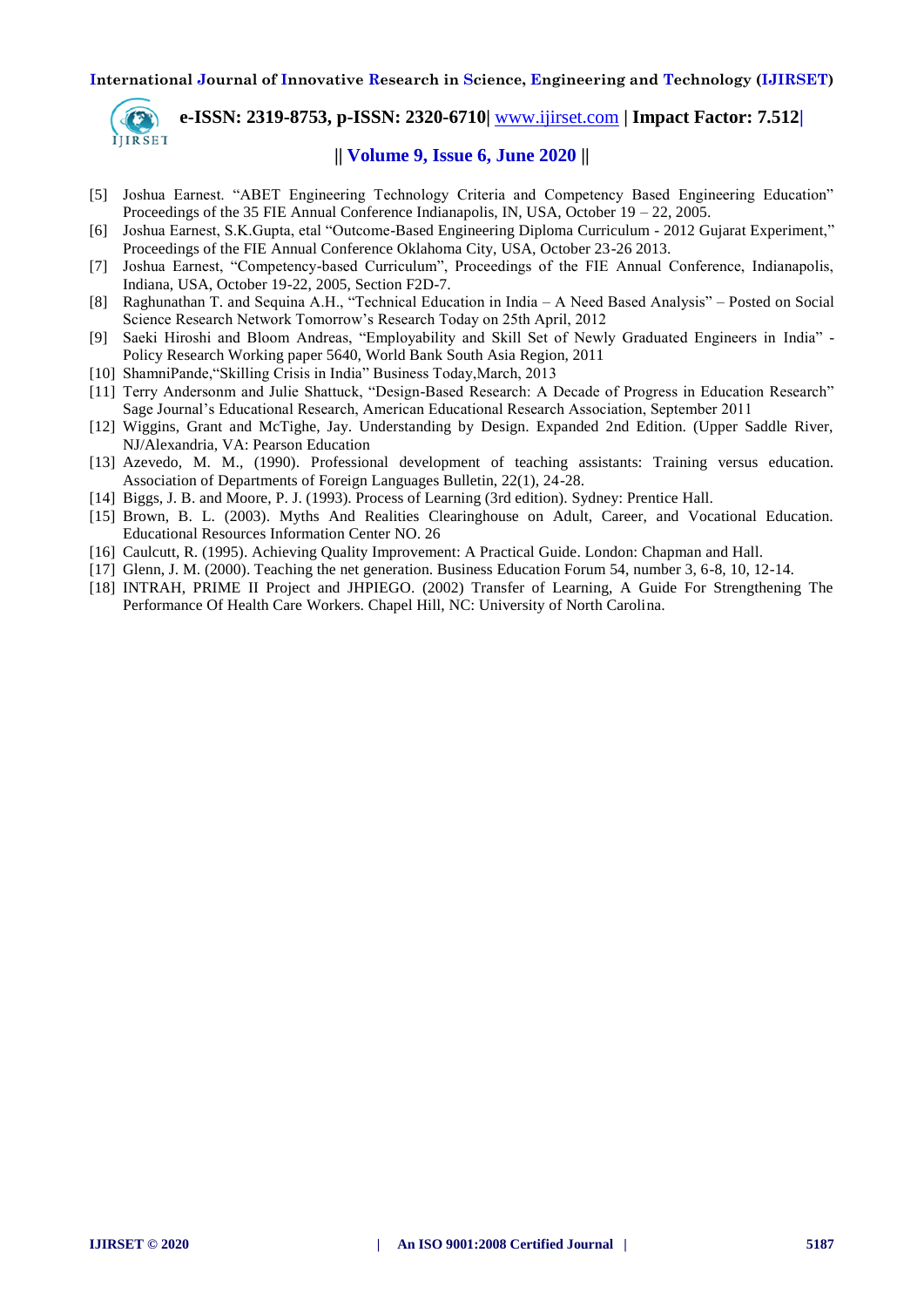[5] Joshua Earnest. "ABET Engineering Technology Criteria and Competency Based Engineering Education" Proceedings of the 35 FIE Annual Conference Indianapolis, IN, USA, October 19 – 22, 2005.

[6] Joshua Earnest, S.K.Gupta, etal "Outcome-Based Engineering Diploma Curriculum - 2012 Gujarat Experiment," Proceedings of the FIE Annual Conference Oklahoma City, USA, October 23-26 2013.

[7] Joshua Earnest, "Competency-based Curriculum", Proceedings of the FIE Annual Conference, Indianapolis, Indiana, USA, October 19-22, 2005, Section F2D-7.

[8] Raghunathan T. and Sequina A.H., "Technical Education in India – A Need Based Analysis" – Posted on Social Science Research Network Tomorrow's Research Today on 25th April, 2012

[9] Saeki Hiroshi and Bloom Andreas, "Employability and Skill Set of Newly Graduated Engineers in India" - Policy Research Working paper 5640, World Bank South Asia Region, 2011

[10] ShamniPande,"Skilling Crisis in India" Business Today,March, 2013

[11] Terry Andersonm and Julie Shattuck, "Design-Based Research: A Decade of Progress in Education Research" Sage Journal's Educational Research, American Educational Research Association, September 2011

[12] Wiggins, Grant and McTighe, Jay. Understanding by Design. Expanded 2nd Edition. (Upper Saddle River, NJ/Alexandria, VA: Pearson Education

[13] Azevedo, M. M., (1990). Professional development of teaching assistants: Training versus education. Association of Departments of Foreign Languages Bulletin, 22(1), 24-28.

[14] Biggs, J. B. and Moore, P. J. (1993). Process of Learning (3rd edition). Sydney: Prentice Hall.

[15] Brown, B. L. (2003). Myths And Realities Clearinghouse on Adult, Career, and Vocational Education. Educational Resources Information Center NO. 26

[16] Caulcutt, R. (1995). Achieving Quality Improvement: A Practical Guide. London: Chapman and Hall.

[17] Glenn, J. M. (2000). Teaching the net generation. Business Education Forum 54, number 3, 6-8, 10, 12-14.

[18] INTRAH, PRIME II Project and JHPIEGO. (2002) Transfer of Learning, A Guide For Strengthening The Performance Of Health Care Workers. Chapel Hill, NC: University of North Carolina.